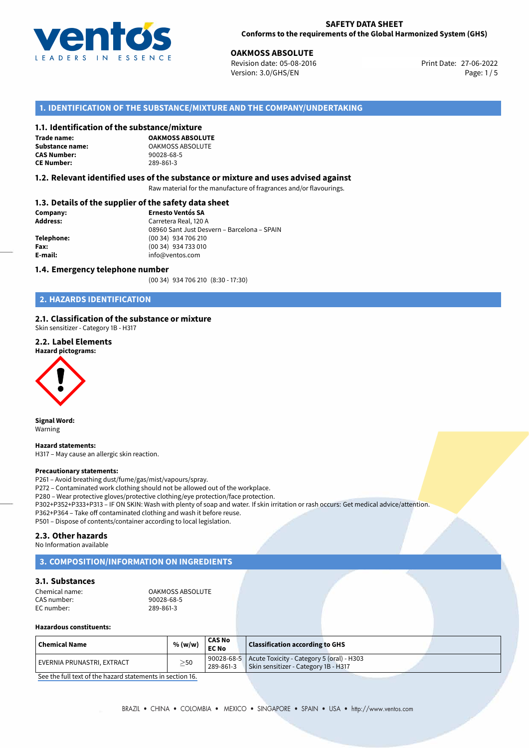# SAFETY DATA SHEET
**Conforms to the requirements of the Global Harmonized System (GHS)**

**OAKMOSS ABSOLUTE**
Revision date: 05-08-2016
Version: 3.0/GHS/EN
Print Date: 27-06-2022

## 1. IDENTIFICATION OF THE SUBSTANCE/MIXTURE AND THE COMPANY/UNDERTAKING

### 1.1. Identification of the substance/mixture

**Trade name:** **OAKMOSS ABSOLUTE**
**Substance name:** OAKMOSS ABSOLUTE
**CAS Number:** 90028-68-5
**CE Number:** 289-861-3

### 1.2. Relevant identified uses of the substance or mixture and uses advised against

Raw material for the manufacture of fragrances and/or flavourings.

### 1.3. Details of the supplier of the safety data sheet

**Company:** **Ernesto Ventós SA**
**Address:** Carretera Real, 120 A
08960 Sant Just Desvern – Barcelona – SPAIN
**Telephone:** (00 34) 934 706 210
**Fax:** (00 34) 934 733 010
**E-mail:** info@ventos.com

### 1.4. Emergency telephone number

(00 34) 934 706 210 (8:30 - 17:30)

## 2. HAZARDS IDENTIFICATION

### 2.1. Classification of the substance or mixture

Skin sensitizer - Category 1B - H317

### 2.2. Label Elements

**Hazard pictograms:**

**Signal Word:**
Warning

**Hazard statements:**
H317 – May cause an allergic skin reaction.

**Precautionary statements:**
P261 – Avoid breathing dust/fume/gas/mist/vapours/spray.
P272 – Contaminated work clothing should not be allowed out of the workplace.
P280 – Wear protective gloves/protective clothing/eye protection/face protection.
P302+P352+P333+P313 – IF ON SKIN: Wash with plenty of soap and water. If skin irritation or rash occurs: Get medical advice/attention.
P362+P364 – Take off contaminated clothing and wash it before reuse.
P501 – Dispose of contents/container according to local legislation.

### 2.3. Other hazards

No Information available

## 3. COMPOSITION/INFORMATION ON INGREDIENTS

### 3.1. Substances

Chemical name: OAKMOSS ABSOLUTE
CAS number: 90028-68-5
EC number: 289-861-3

**Hazardous constituents:**

| Chemical Name | % (w/w) | CAS No EC No | Classification according to GHS |
|---|---|---|---|
| EVERNIA PRUNASTRI, EXTRACT | $\geq$50 | 90028-68-5 289-861-3 | Acute Toxicity - Category 5 (oral) - H303 Skin sensitizer - Category 1B - H317 |

See the full text of the hazard statements in section 16.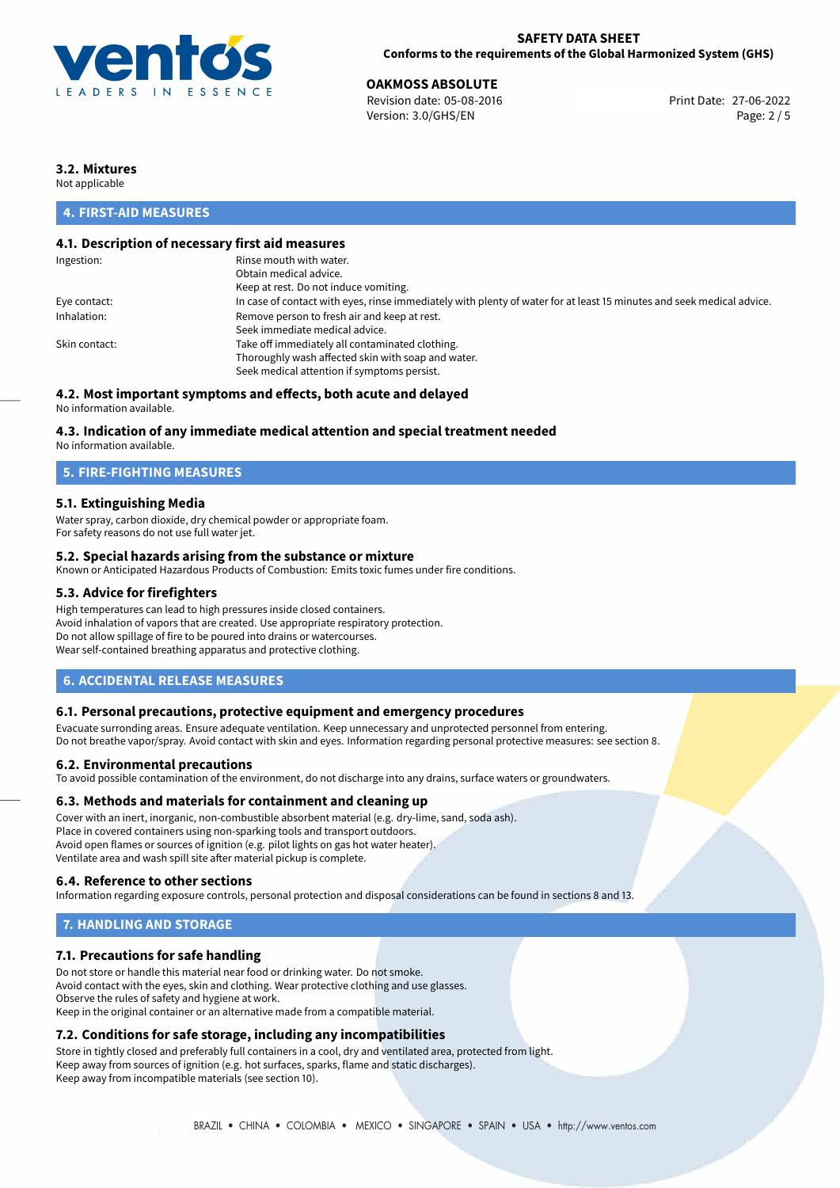### 3.2. Mixtures

Not applicable

## 4. FIRST-AID MEASURES

### 4.1. Description of necessary first aid measures

| | |
|---|---|
| Ingestion: | Rinse mouth with water.<br>Obtain medical advice.<br>Keep at rest. Do not induce vomiting. |
| Eye contact: | In case of contact with eyes, rinse immediately with plenty of water for at least 15 minutes and seek medical advice. |
| Inhalation: | Remove person to fresh air and keep at rest.<br>Seek immediate medical advice. |
| Skin contact: | Take off immediately all contaminated clothing.<br>Thoroughly wash affected skin with soap and water.<br>Seek medical attention if symptoms persist. |

### 4.2. Most important symptoms and effects, both acute and delayed

No information available.

### 4.3. Indication of any immediate medical attention and special treatment needed

No information available.

## 5. FIRE-FIGHTING MEASURES

### 5.1. Extinguishing Media

Water spray, carbon dioxide, dry chemical powder or appropriate foam.
For safety reasons do not use full water jet.

### 5.2. Special hazards arising from the substance or mixture

Known or Anticipated Hazardous Products of Combustion: Emits toxic fumes under fire conditions.

### 5.3. Advice for firefighters

High temperatures can lead to high pressures inside closed containers.
Avoid inhalation of vapors that are created. Use appropriate respiratory protection.
Do not allow spillage of fire to be poured into drains or watercourses.
Wear self-contained breathing apparatus and protective clothing.

## 6. ACCIDENTAL RELEASE MEASURES

### 6.1. Personal precautions, protective equipment and emergency procedures

Evacuate surronding areas. Ensure adequate ventilation. Keep unnecessary and unprotected personnel from entering.
Do not breathe vapor/spray. Avoid contact with skin and eyes. Information regarding personal protective measures: see section 8.

### 6.2. Environmental precautions

To avoid possible contamination of the environment, do not discharge into any drains, surface waters or groundwaters.

### 6.3. Methods and materials for containment and cleaning up

Cover with an inert, inorganic, non-combustible absorbent material (e.g. dry-lime, sand, soda ash).
Place in covered containers using non-sparking tools and transport outdoors.
Avoid open flames or sources of ignition (e.g. pilot lights on gas hot water heater).
Ventilate area and wash spill site after material pickup is complete.

### 6.4. Reference to other sections

Information regarding exposure controls, personal protection and disposal considerations can be found in sections 8 and 13.

## 7. HANDLING AND STORAGE

### 7.1. Precautions for safe handling

Do not store or handle this material near food or drinking water. Do not smoke.
Avoid contact with the eyes, skin and clothing. Wear protective clothing and use glasses.
Observe the rules of safety and hygiene at work.
Keep in the original container or an alternative made from a compatible material.

### 7.2. Conditions for safe storage, including any incompatibilities

Store in tightly closed and preferably full containers in a cool, dry and ventilated area, protected from light.
Keep away from sources of ignition (e.g. hot surfaces, sparks, flame and static discharges).
Keep away from incompatible materials (see section 10).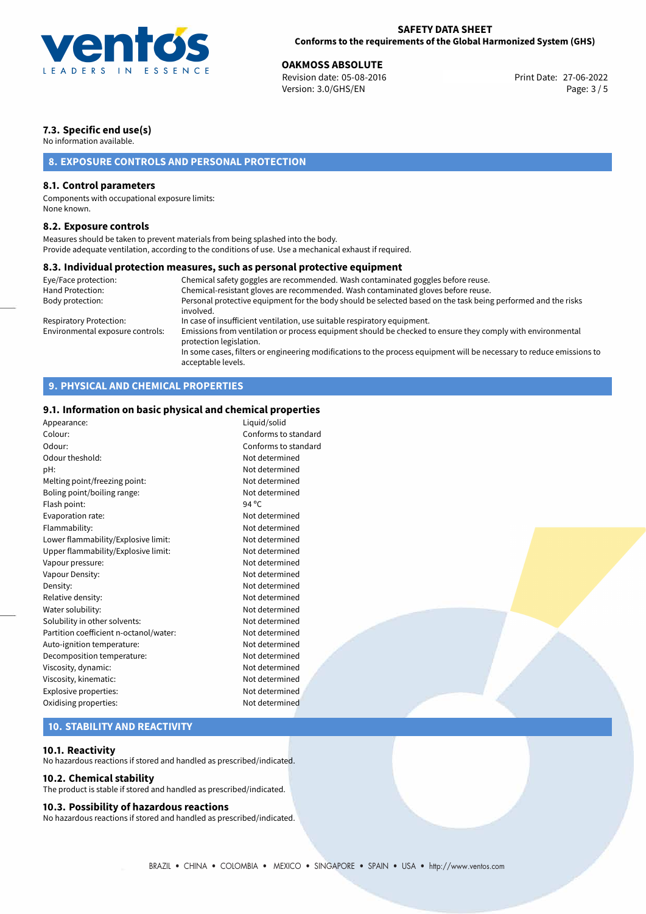### 7.3. Specific end use(s)

No information available.

## 8. EXPOSURE CONTROLS AND PERSONAL PROTECTION

### 8.1. Control parameters

Components with occupational exposure limits:
None known.

### 8.2. Exposure controls

Measures should be taken to prevent materials from being splashed into the body.
Provide adequate ventilation, according to the conditions of use. Use a mechanical exhaust if required.

### 8.3. Individual protection measures, such as personal protective equipment

| | |
|---|---|
| Eye/Face protection: | Chemical safety goggles are recommended. Wash contaminated goggles before reuse. |
| Hand Protection: | Chemical-resistant gloves are recommended. Wash contaminated gloves before reuse. |
| Body protection: | Personal protective equipment for the body should be selected based on the task being performed and the risks involved. |
| Respiratory Protection: | In case of insufficient ventilation, use suitable respiratory equipment. |
| Environmental exposure controls: | Emissions from ventilation or process equipment should be checked to ensure they comply with environmental protection legislation. In some cases, filters or engineering modifications to the process equipment will be necessary to reduce emissions to acceptable levels. |

## 9. PHYSICAL AND CHEMICAL PROPERTIES

### 9.1. Information on basic physical and chemical properties

| | |
|---|---|
| Appearance: | Liquid/solid |
| Colour: | Conforms to standard |
| Odour: | Conforms to standard |
| Odour theshold: | Not determined |
| pH: | Not determined |
| Melting point/freezing point: | Not determined |
| Boling point/boiling range: | Not determined |
| Flash point: | 94 ºC |
| Evaporation rate: | Not determined |
| Flammability: | Not determined |
| Lower flammability/Explosive limit: | Not determined |
| Upper flammability/Explosive limit: | Not determined |
| Vapour pressure: | Not determined |
| Vapour Density: | Not determined |
| Density: | Not determined |
| Relative density: | Not determined |
| Water solubility: | Not determined |
| Solubility in other solvents: | Not determined |
| Partition coefficient n-octanol/water: | Not determined |
| Auto-ignition temperature: | Not determined |
| Decomposition temperature: | Not determined |
| Viscosity, dynamic: | Not determined |
| Viscosity, kinematic: | Not determined |
| Explosive properties: | Not determined |
| Oxidising properties: | Not determined |

## 10. STABILITY AND REACTIVITY

### 10.1. Reactivity

No hazardous reactions if stored and handled as prescribed/indicated.

### 10.2. Chemical stability

The product is stable if stored and handled as prescribed/indicated.

### 10.3. Possibility of hazardous reactions

No hazardous reactions if stored and handled as prescribed/indicated.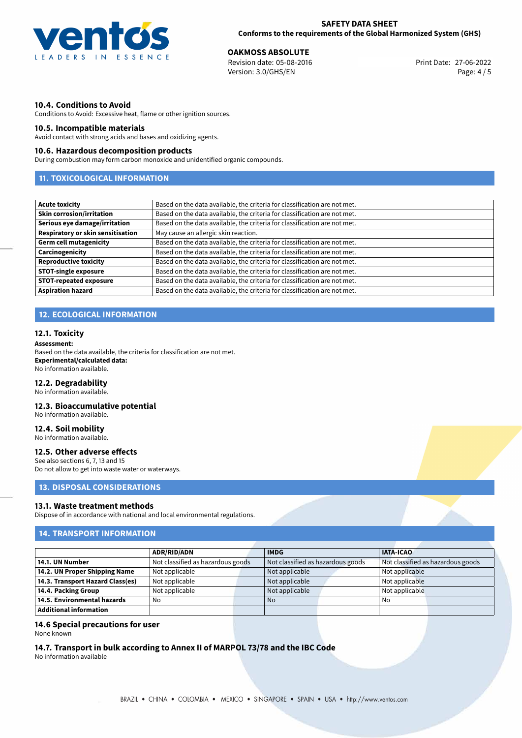### 10.4. Conditions to Avoid

Conditions to Avoid: Excessive heat, flame or other ignition sources.

### 10.5. Incompatible materials

Avoid contact with strong acids and bases and oxidizing agents.

### 10.6. Hazardous decomposition products

During combustion may form carbon monoxide and unidentified organic compounds.

## 11. TOXICOLOGICAL INFORMATION

| | |
|---|---|
| **Acute toxicity** | Based on the data available, the criteria for classification are not met. |
| **Skin corrosion/irritation** | Based on the data available, the criteria for classification are not met. |
| **Serious eye damage/irritation** | Based on the data available, the criteria for classification are not met. |
| **Respiratory or skin sensitisation** | May cause an allergic skin reaction. |
| **Germ cell mutagenicity** | Based on the data available, the criteria for classification are not met. |
| **Carcinogenicity** | Based on the data available, the criteria for classification are not met. |
| **Reproductive toxicity** | Based on the data available, the criteria for classification are not met. |
| **STOT-single exposure** | Based on the data available, the criteria for classification are not met. |
| **STOT-repeated exposure** | Based on the data available, the criteria for classification are not met. |
| **Aspiration hazard** | Based on the data available, the criteria for classification are not met. |

## 12. ECOLOGICAL INFORMATION

### 12.1. Toxicity

**Assessment:**
Based on the data available, the criteria for classification are not met.
**Experimental/calculated data:**
No information available.

### 12.2. Degradability

No information available.

### 12.3. Bioaccumulative potential

No information available.

### 12.4. Soil mobility

No information available.

### 12.5. Other adverse effects

See also sections 6, 7, 13 and 15
Do not allow to get into waste water or waterways.

## 13. DISPOSAL CONSIDERATIONS

### 13.1. Waste treatment methods

Dispose of in accordance with national and local environmental regulations.

## 14. TRANSPORT INFORMATION

| | ADR/RID/ADN | IMDG | IATA-ICAO |
|---|---|---|---|
| **14.1. UN Number** | Not classified as hazardous goods | Not classified as hazardous goods | Not classified as hazardous goods |
| **14.2. UN Proper Shipping Name** | Not applicable | Not applicable | Not applicable |
| **14.3. Transport Hazard Class(es)** | Not applicable | Not applicable | Not applicable |
| **14.4. Packing Group** | Not applicable | Not applicable | Not applicable |
| **14.5. Environmental hazards** | No | No | No |
| **Additional information** | | | |

### 14.6 Special precautions for user

None known

### 14.7. Transport in bulk according to Annex II of MARPOL 73/78 and the IBC Code

No information available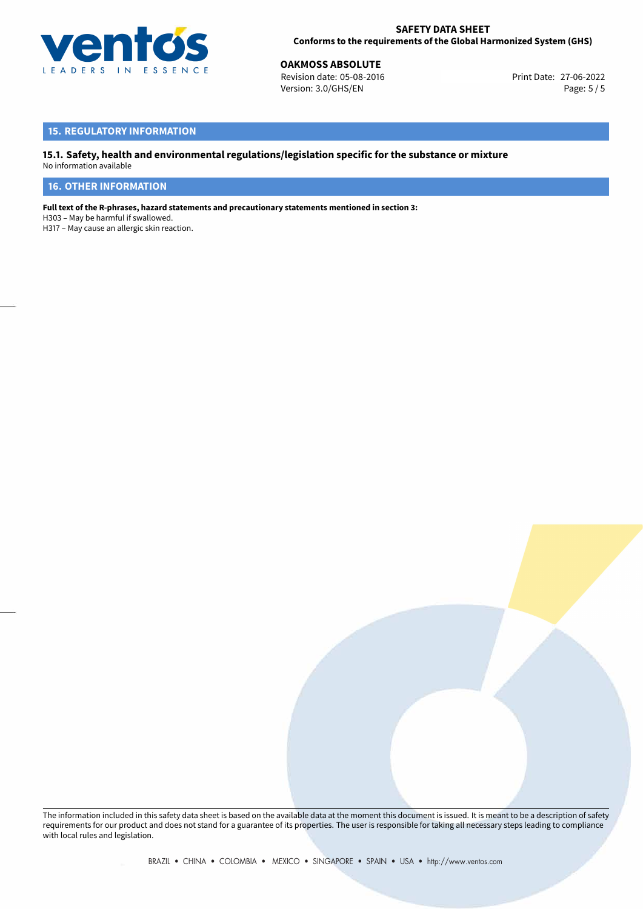## 15. REGULATORY INFORMATION

### 15.1. Safety, health and environmental regulations/legislation specific for the substance or mixture

No information available

## 16. OTHER INFORMATION

**Full text of the R-phrases, hazard statements and precautionary statements mentioned in section 3:**

H303 – May be harmful if swallowed.
H317 – May cause an allergic skin reaction.

The information included in this safety data sheet is based on the available data at the moment this document is issued. It is meant to be a description of safety requirements for our product and does not stand for a guarantee of its properties. The user is responsible for taking all necessary steps leading to compliance with local rules and legislation.